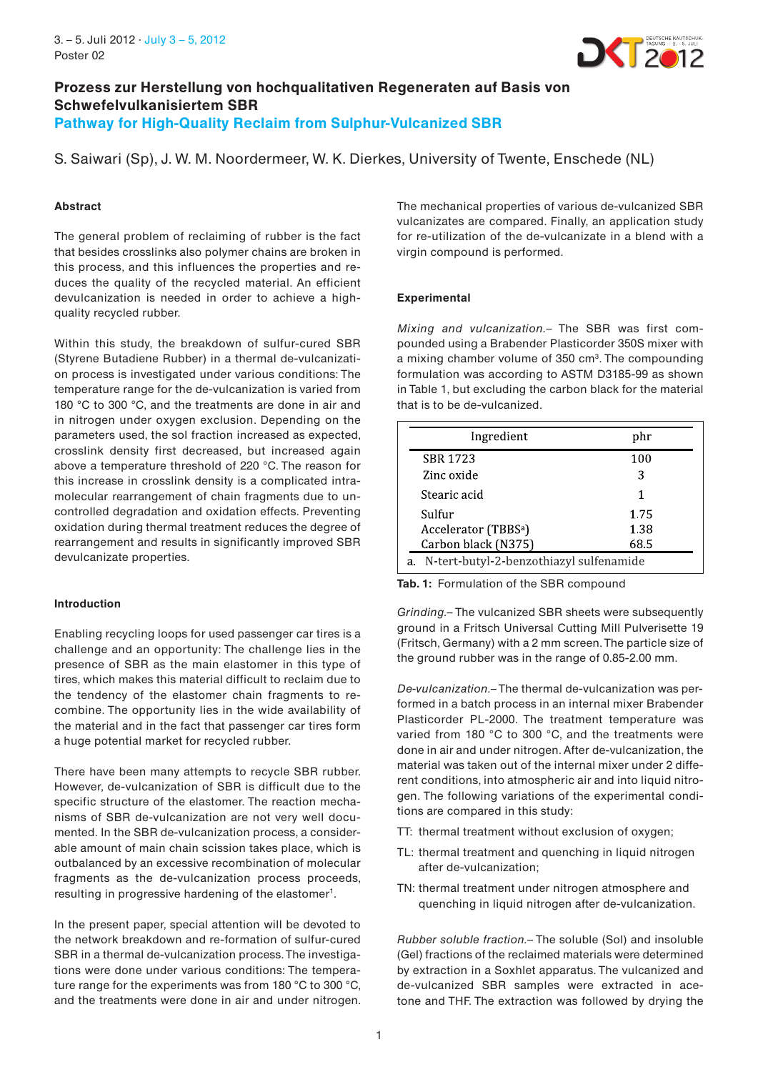# Prozess zur Herstellung von hochqualitativen Regeneraten auf Basis von Schwefelvulkanisiertem SBR

## Pathway for High-Quality Reclaim from Sulphur-Vulcanized SBR

S. Saiwari (Sp), J. W. M. Noordermeer, W. K. Dierkes, University of Twente, Enschede (NL)

### Abstract

The general problem of reclaiming of rubber is the fact that besides crosslinks also polymer chains are broken in this process, and this influences the properties and reduces the quality of the recycled material. An efficient devulcanization is needed in order to achieve a high-quality recycled rubber.

Within this study, the breakdown of sulfur-cured SBR (Styrene Butadiene Rubber) in a thermal de-vulcanization process is investigated under various conditions: The temperature range for the de-vulcanization is varied from 180 °C to 300 °C, and the treatments are done in air and in nitrogen under oxygen exclusion. Depending on the parameters used, the sol fraction increased as expected, crosslink density first decreased, but increased again above a temperature threshold of 220 °C. The reason for this increase in crosslink density is a complicated intra-molecular rearrangement of chain fragments due to uncontrolled degradation and oxidation effects. Preventing oxidation during thermal treatment reduces the degree of rearrangement and results in significantly improved SBR devulcanizate properties.

The mechanical properties of various de-vulcanized SBR vulcanizates are compared. Finally, an application study for re-utilization of the de-vulcanizate in a blend with a virgin compound is performed.

### Introduction

Enabling recycling loops for used passenger car tires is a challenge and an opportunity: The challenge lies in the presence of SBR as the main elastomer in this type of tires, which makes this material difficult to reclaim due to the tendency of the elastomer chain fragments to recombine. The opportunity lies in the wide availability of the material and in the fact that passenger car tires form a huge potential market for recycled rubber.

There have been many attempts to recycle SBR rubber. However, de-vulcanization of SBR is difficult due to the specific structure of the elastomer. The reaction mechanisms of SBR de-vulcanization are not very well documented. In the SBR de-vulcanization process, a considerable amount of main chain scission takes place, which is outbalanced by an excessive recombination of molecular fragments as the de-vulcanization process proceeds, resulting in progressive hardening of the elastomer[1].

In the present paper, special attention will be devoted to the network breakdown and re-formation of sulfur-cured SBR in a thermal de-vulcanization process. The investigations were done under various conditions: The temperature range for the experiments was from 180 °C to 300 °C, and the treatments were done in air and under nitrogen.

### Experimental

*Mixing and vulcanization.–* The SBR was first compounded using a Brabender Plasticorder 350S mixer with a mixing chamber volume of 350 cm³. The compounding formulation was according to ASTM D3185-99 as shown in Table 1, but excluding the carbon black for the material that is to be de-vulcanized.

| Ingredient | phr |
|---|---|
| SBR 1723 | 100 |
| Zinc oxide | 3 |
| Stearic acid | 1 |
| Sulfur | 1.75 |
| Accelerator (TBBS[a]) | 1.38 |
| Carbon black (N375) | 68.5 |

a. N-tert-butyl-2-benzothiazyl sulfenamide

**Tab. 1:** Formulation of the SBR compound

*Grinding.–* The vulcanized SBR sheets were subsequently ground in a Fritsch Universal Cutting Mill Pulverisette 19 (Fritsch, Germany) with a 2 mm screen. The particle size of the ground rubber was in the range of 0.85-2.00 mm.

*De-vulcanization.–* The thermal de-vulcanization was performed in a batch process in an internal mixer Brabender Plasticorder PL-2000. The treatment temperature was varied from 180 °C to 300 °C, and the treatments were done in air and under nitrogen. After de-vulcanization, the material was taken out of the internal mixer under 2 different conditions, into atmospheric air and into liquid nitrogen. The following variations of the experimental conditions are compared in this study:

- TT: thermal treatment without exclusion of oxygen;
- TL: thermal treatment and quenching in liquid nitrogen after de-vulcanization;
- TN: thermal treatment under nitrogen atmosphere and quenching in liquid nitrogen after de-vulcanization.

*Rubber soluble fraction.–* The soluble (Sol) and insoluble (Gel) fractions of the reclaimed materials were determined by extraction in a Soxhlet apparatus. The vulcanized and de-vulcanized SBR samples were extracted in acetone and THF. The extraction was followed by drying the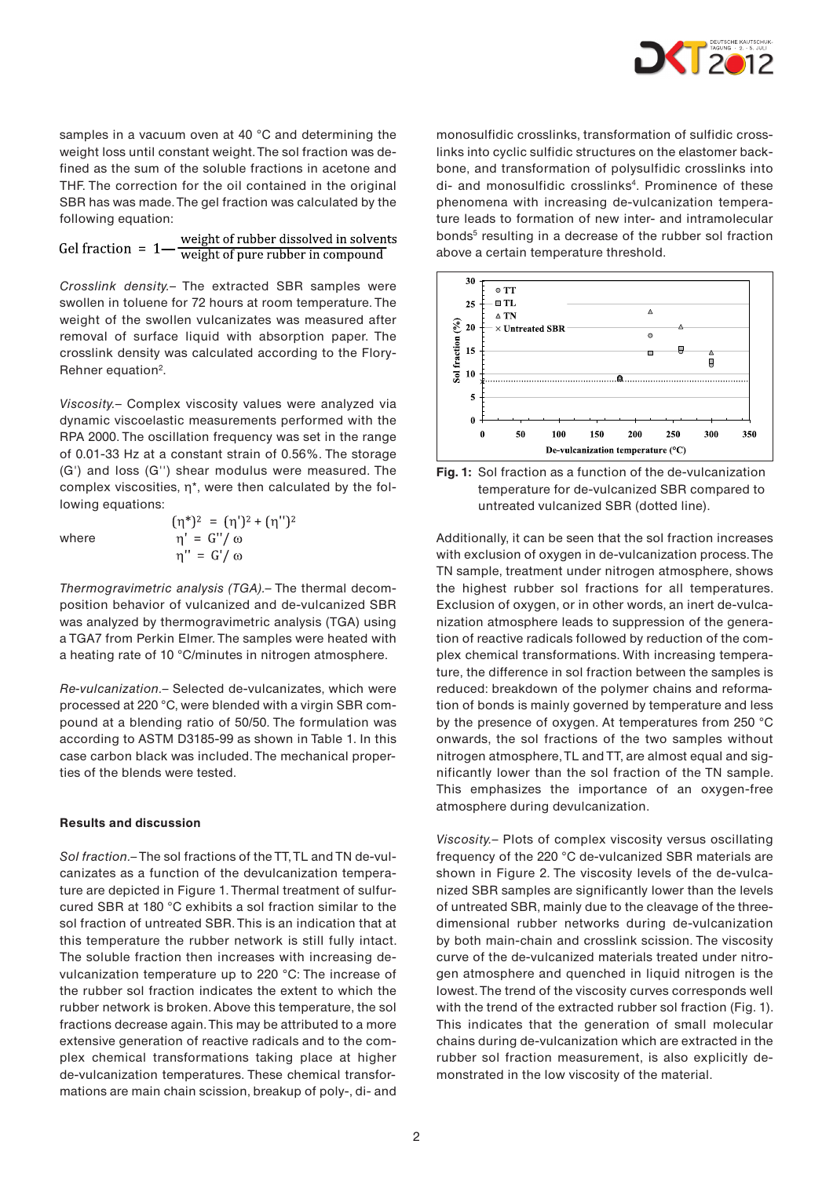samples in a vacuum oven at 40 °C and determining the weight loss until constant weight. The sol fraction was defined as the sum of the soluble fractions in acetone and THF. The correction for the oil contained in the original SBR has was made. The gel fraction was calculated by the following equation:

$$\text{Gel fraction} = 1 - \frac{\text{weight of rubber dissolved in solvents}}{\text{weight of pure rubber in compound}}$$

*Crosslink density.*– The extracted SBR samples were swollen in toluene for 72 hours at room temperature. The weight of the swollen vulcanizates was measured after removal of surface liquid with absorption paper. The crosslink density was calculated according to the Flory-Rehner equation[2].

*Viscosity.*– Complex viscosity values were analyzed via dynamic viscoelastic measurements performed with the RPA 2000. The oscillation frequency was set in the range of 0.01-33 Hz at a constant strain of 0.56%. The storage (G') and loss (G'') shear modulus were measured. The complex viscosities, $\eta^*$, were then calculated by the following equations:

$$(\eta^*)^2 = (\eta')^2 + (\eta'')^2$$

where

$$\eta' = G''/\omega$$

$$\eta'' = G'/\omega$$

*Thermogravimetric analysis (TGA).*– The thermal decomposition behavior of vulcanized and de-vulcanized SBR was analyzed by thermogravimetric analysis (TGA) using a TGA7 from Perkin Elmer. The samples were heated with a heating rate of 10 °C/minutes in nitrogen atmosphere.

*Re-vulcanization.*– Selected de-vulcanizates, which were processed at 220 °C, were blended with a virgin SBR compound at a blending ratio of 50/50. The formulation was according to ASTM D3185-99 as shown in Table 1. In this case carbon black was included. The mechanical properties of the blends were tested.

**Results and discussion**

*Sol fraction.*– The sol fractions of the TT, TL and TN de-vulcanizates as a function of the devulcanization temperature are depicted in Figure 1. Thermal treatment of sulfur-cured SBR at 180 °C exhibits a sol fraction similar to the sol fraction of untreated SBR. This is an indication that at this temperature the rubber network is still fully intact. The soluble fraction then increases with increasing de-vulcanization temperature up to 220 °C: The increase of the rubber sol fraction indicates the extent to which the rubber network is broken. Above this temperature, the sol fractions decrease again. This may be attributed to a more extensive generation of reactive radicals and to the complex chemical transformations taking place at higher de-vulcanization temperatures. These chemical transformations are main chain scission, breakup of poly-, di- and monosulfidic crosslinks, transformation of sulfidic crosslinks into cyclic sulfidic structures on the elastomer backbone, and transformation of polysulfidic crosslinks into di- and monosulfidic crosslinks[4]. Prominence of these phenomena with increasing de-vulcanization temperature leads to formation of new inter- and intramolecular bonds[5] resulting in a decrease of the rubber sol fraction above a certain temperature threshold.

**Fig. 1:** Sol fraction as a function of the de-vulcanization temperature for de-vulcanized SBR compared to untreated vulcanized SBR (dotted line).

Additionally, it can be seen that the sol fraction increases with exclusion of oxygen in de-vulcanization process. The TN sample, treatment under nitrogen atmosphere, shows the highest rubber sol fractions for all temperatures. Exclusion of oxygen, or in other words, an inert de-vulcanization atmosphere leads to suppression of the generation of reactive radicals followed by reduction of the complex chemical transformations. With increasing temperature, the difference in sol fraction between the samples is reduced: breakdown of the polymer chains and reformation of bonds is mainly governed by temperature and less by the presence of oxygen. At temperatures from 250 °C onwards, the sol fractions of the two samples without nitrogen atmosphere, TL and TT, are almost equal and significantly lower than the sol fraction of the TN sample. This emphasizes the importance of an oxygen-free atmosphere during devulcanization.

*Viscosity.*– Plots of complex viscosity versus oscillating frequency of the 220 °C de-vulcanized SBR materials are shown in Figure 2. The viscosity levels of the de-vulcanized SBR samples are significantly lower than the levels of untreated SBR, mainly due to the cleavage of the three-dimensional rubber networks during de-vulcanization by both main-chain and crosslink scission. The viscosity curve of the de-vulcanized materials treated under nitrogen atmosphere and quenched in liquid nitrogen is the lowest. The trend of the viscosity curves corresponds well with the trend of the extracted rubber sol fraction (Fig. 1). This indicates that the generation of small molecular chains during de-vulcanization which are extracted in the rubber sol fraction measurement, is also explicitly demonstrated in the low viscosity of the material.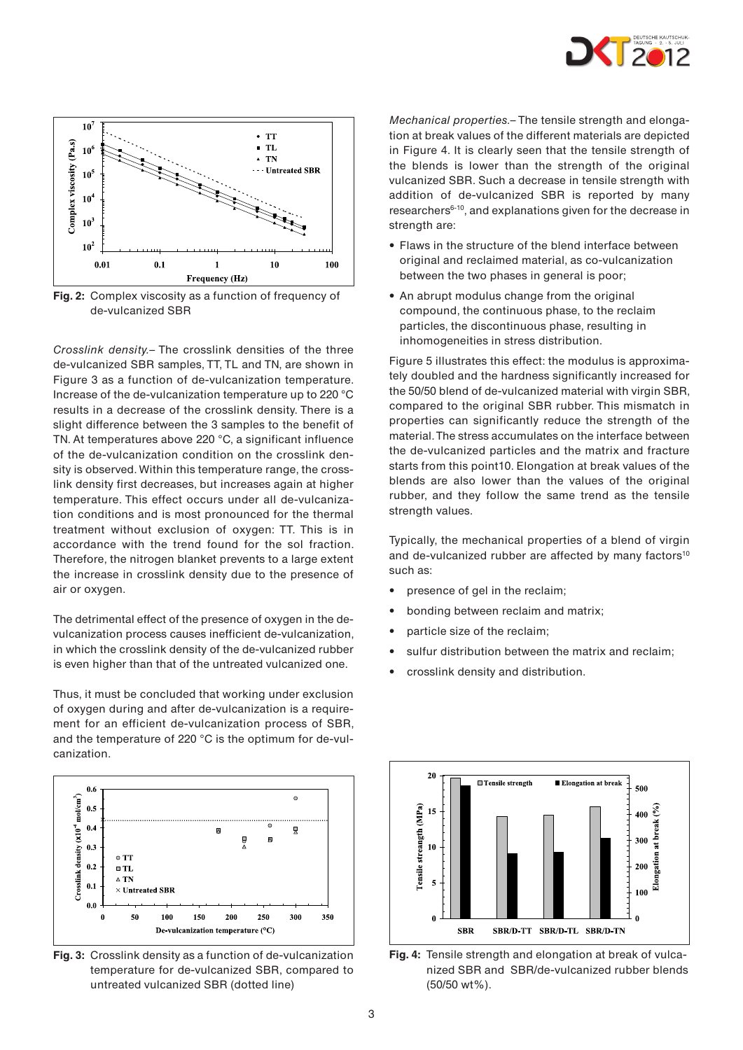*Crosslink density.*– The crosslink densities of the three de-vulcanized SBR samples, TT, TL and TN, are shown in Figure 3 as a function of de-vulcanization temperature. Increase of the de-vulcanization temperature up to 220 °C results in a decrease of the crosslink density. There is a slight difference between the 3 samples to the benefit of TN. At temperatures above 220 °C, a significant influence of the de-vulcanization condition on the crosslink density is observed. Within this temperature range, the crosslink density first decreases, but increases again at higher temperature. This effect occurs under all de-vulcanization conditions and is most pronounced for the thermal treatment without exclusion of oxygen: TT. This is in accordance with the trend found for the sol fraction. Therefore, the nitrogen blanket prevents to a large extent the increase in crosslink density due to the presence of air or oxygen.

The detrimental effect of the presence of oxygen in the de-vulcanization process causes inefficient de-vulcanization, in which the crosslink density of the de-vulcanized rubber is even higher than that of the untreated vulcanized one.

Thus, it must be concluded that working under exclusion of oxygen during and after de-vulcanization is a requirement for an efficient de-vulcanization process of SBR, and the temperature of 220 °C is the optimum for de-vulcanization.

**Fig. 2:** Complex viscosity as a function of frequency of de-vulcanized SBR

**Fig. 3:** Crosslink density as a function of de-vulcanization temperature for de-vulcanized SBR, compared to untreated vulcanized SBR (dotted line)

*Mechanical properties.*– The tensile strength and elongation at break values of the different materials are depicted in Figure 4. It is clearly seen that the tensile strength of the blends is lower than the strength of the original vulcanized SBR. Such a decrease in tensile strength with addition of de-vulcanized SBR is reported by many researchers[6-10], and explanations given for the decrease in strength are:

- Flaws in the structure of the blend interface between original and reclaimed material, as co-vulcanization between the two phases in general is poor;
- An abrupt modulus change from the original compound, the continuous phase, to the reclaim particles, the discontinuous phase, resulting in inhomogeneities in stress distribution.

Figure 5 illustrates this effect: the modulus is approximately doubled and the hardness significantly increased for the 50/50 blend of de-vulcanized material with virgin SBR, compared to the original SBR rubber. This mismatch in properties can significantly reduce the strength of the material. The stress accumulates on the interface between the de-vulcanized particles and the matrix and fracture starts from this point10. Elongation at break values of the blends are also lower than the values of the original rubber, and they follow the same trend as the tensile strength values.

Typically, the mechanical properties of a blend of virgin and de-vulcanized rubber are affected by many factors[10] such as:

- presence of gel in the reclaim;
- bonding between reclaim and matrix;
- particle size of the reclaim;
- sulfur distribution between the matrix and reclaim;
- crosslink density and distribution.

**Fig. 4:** Tensile strength and elongation at break of vulcanized SBR and SBR/de-vulcanized rubber blends (50/50 wt%).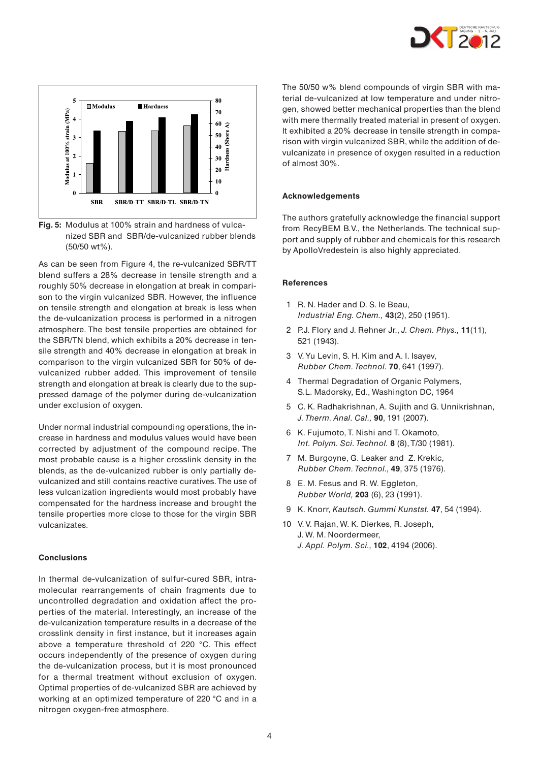5
Modulus
Hardness
80
70
60
50
40
30
20
10
0
4
3
2
1
0
Modulus at 100% strain (MPa)
Hardness (Shore A)
SBR
SBR/D-TT
SBR/D-TL
SBR/D-TN

**Fig. 5:** Modulus at 100% strain and hardness of vulcanized SBR and SBR/de-vulcanized rubber blends (50/50 wt%).

As can be seen from Figure 4, the re-vulcanized SBR/TT blend suffers a 28% decrease in tensile strength and a roughly 50% decrease in elongation at break in comparison to the virgin vulcanized SBR. However, the influence on tensile strength and elongation at break is less when the de-vulcanization process is performed in a nitrogen atmosphere. The best tensile properties are obtained for the SBR/TN blend, which exhibits a 20% decrease in tensile strength and 40% decrease in elongation at break in comparison to the virgin vulcanized SBR for 50% of de-vulcanized rubber added. This improvement of tensile strength and elongation at break is clearly due to the suppressed damage of the polymer during de-vulcanization under exclusion of oxygen.

Under normal industrial compounding operations, the increase in hardness and modulus values would have been corrected by adjustment of the compound recipe. The most probable cause is a higher crosslink density in the blends, as the de-vulcanized rubber is only partially de-vulcanized and still contains reactive curatives. The use of less vulcanization ingredients would most probably have compensated for the hardness increase and brought the tensile properties more close to those for the virgin SBR vulcanizates.

## Conclusions

In thermal de-vulcanization of sulfur-cured SBR, intramolecular rearrangements of chain fragments due to uncontrolled degradation and oxidation affect the properties of the material. Interestingly, an increase of the de-vulcanization temperature results in a decrease of the crosslink density in first instance, but it increases again above a temperature threshold of 220 °C. This effect occurs independently of the presence of oxygen during the de-vulcanization process, but it is most pronounced for a thermal treatment without exclusion of oxygen. Optimal properties of de-vulcanized SBR are achieved by working at an optimized temperature of 220 °C and in a nitrogen oxygen-free atmosphere.

The 50/50 w% blend compounds of virgin SBR with material de-vulcanized at low temperature and under nitrogen, showed better mechanical properties than the blend with mere thermally treated material in present of oxygen. It exhibited a 20% decrease in tensile strength in comparison with virgin vulcanized SBR, while the addition of de-vulcanizate in presence of oxygen resulted in a reduction of almost 30%.

## Acknowledgements

The authors gratefully acknowledge the financial support from RecyBEM B.V., the Netherlands. The technical support and supply of rubber and chemicals for this research by ApolloVredestein is also highly appreciated.

## References

1. R. N. Hader and D. S. le Beau, *Industrial Eng. Chem.,* **43**(2), 250 (1951).
2. P.J. Flory and J. Rehner Jr., *J. Chem. Phys.,* **11**(11), 521 (1943).
3. V. Yu Levin, S. H. Kim and A. I. Isayev, *Rubber Chem. Technol.* **70**, 641 (1997).
4. Thermal Degradation of Organic Polymers, S.L. Madorsky, Ed., Washington DC, 1964
5. C. K. Radhakrishnan, A. Sujith and G. Unnikrishnan, *J. Therm. Anal. Cal.,* **90**, 191 (2007).
6. K. Fujumoto, T. Nishi and T. Okamoto, *Int. Polym. Sci. Technol.* **8** (8), T/30 (1981).
7. M. Burgoyne, G. Leaker and Z. Krekic, *Rubber Chem. Technol.,* **49**, 375 (1976).
8. E. M. Fesus and R. W. Eggleton, *Rubber World,* **203** (6), 23 (1991).
9. K. Knorr, *Kautsch. Gummi Kunstst.* **47**, 54 (1994).
10. V. V. Rajan, W. K. Dierkes, R. Joseph, J. W. M. Noordermeer, *J. Appl. Polym. Sci.,* **102**, 4194 (2006).